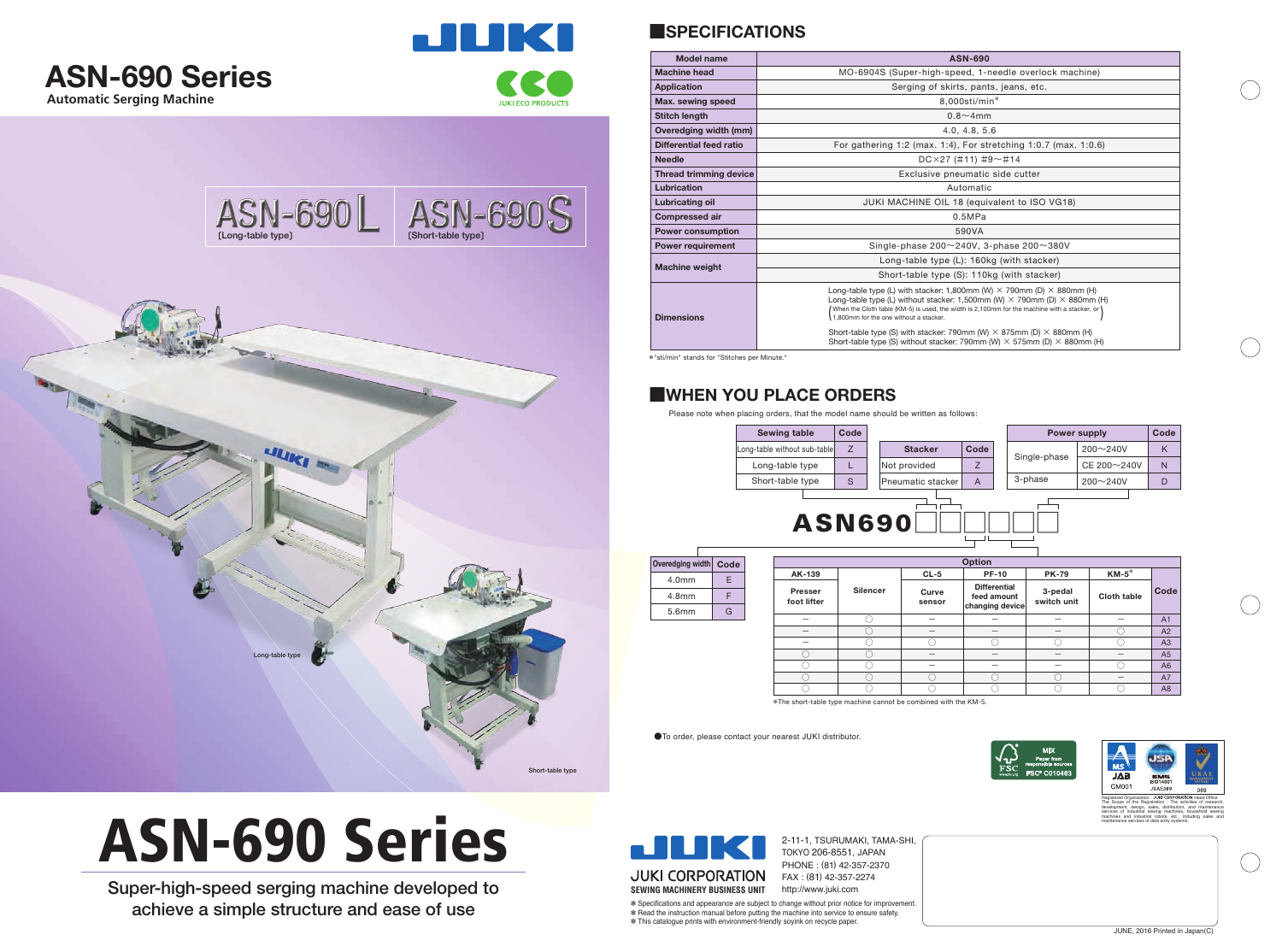# ASN-690 Series

**Automatic Serging Machine**

JUKI

JUKI ECO PRODUCTS

ASN-690L [Long-table type]

ASN-690S [Short-table type]

Long-table type

Short-table type

# ASN-690 Series

Super-high-speed serging machine developed to achieve a simple structure and ease of use

## SPECIFICATIONS

| Model name | ASN-690 |
|---|---|
| Machine head | MO-6904S (Super-high-speed, 1-needle overlock machine) |
| Application | Serging of skirts, pants, jeans, etc. |
| Max. sewing speed | 8,000sti/min* |
| Stitch length | 0.8～4mm |
| Overedging width (mm) | 4.0, 4.8, 5.6 |
| Differential feed ratio | For gathering 1:2 (max. 1:4), For stretching 1:0.7 (max. 1:0.6) |
| Needle | DC×27 (#11) #9～#14 |
| Thread trimming device | Exclusive pneumatic side cutter |
| Lubrication | Automatic |
| Lubricating oil | JUKI MACHINE OIL 18 (equivalent to ISO VG18) |
| Compressed air | 0.5MPa |
| Power consumption | 590VA |
| Power requirement | Single-phase 200～240V, 3-phase 200～380V |
| Machine weight | Long-table type (L): 160kg (with stacker) |
| | Short-table type (S): 110kg (with stacker) |
| Dimensions | Long-table type (L) with stacker: 1,800mm (W) × 790mm (D) × 880mm (H)<br>Long-table type (L) without stacker: 1,500mm (W) × 790mm (D) × 880mm (H)<br>(When the Cloth table (KM-5) is used, the width is 2,100mm for the machine with a stacker, or 1,800mm for the one without a stacker.)<br>Short-table type (S) with stacker: 790mm (W) × 875mm (D) × 880mm (H)<br>Short-table type (S) without stacker: 790mm (W) × 575mm (D) × 880mm (H) |

*"sti/min" stands for "Stitches per Minute."

## WHEN YOU PLACE ORDERS

Please note when placing orders, that the model name should be written as follows:

| Sewing table | Code |
|---|---|
| Long-table without sub-table | Z |
| Long-table type | L |
| Short-table type | S |

| Stacker | Code |
|---|---|
| Not provided | Z |
| Pneumatic stacker | A |

| Power supply | | Code |
|---|---|---|
| Single-phase | 200～240V | K |
| | CE 200～240V | N |
| 3-phase | 200～240V | D |

**ASN690**□□□□□

| Overedging width | Code |
|---|---|
| 4.0mm | E |
| 4.8mm | F |
| 5.6mm | G |

| AK-139 Presser foot lifter | Silencer | CL-5 Curve sensor | PF-10 Differential feed amount changing device | PK-79 3-pedal switch unit | KM-5* Cloth table | Code |
|---|---|---|---|---|---|---|
| – | ○ | – | – | – | – | A1 |
| – | ○ | – | – | – | ○ | A2 |
| – | ○ | ○ | ○ | ○ | ○ | A3 |
| ○ | ○ | – | – | – | – | A5 |
| ○ | ○ | – | – | – | ○ | A6 |
| ○ | ○ | ○ | ○ | ○ | – | A7 |
| ○ | ○ | ○ | ○ | ○ | ○ | A8 |

*The short-table type machine cannot be combined with the KM-5.

●To order, please contact your nearest JUKI distributor.

Registered Organization : JUKI CORPORATION Head Office
The Scope of the Registration : The activities of research, development, design, sales, distribution, and maintenance services of industrial sewing machines, household sewing machines and industrial robots, etc., including sales and maintenance services of data entry systems.

JUKI CORPORATION
SEWING MACHINERY BUSINESS UNIT

2-11-1, TSURUMAKI, TAMA-SHI, TOKYO 206-8551, JAPAN
PHONE : (81) 42-357-2370
FAX : (81) 42-357-2274
http://www.juki.com

* Specifications and appearance are subject to change without prior notice for improvement.
* Read the instruction manual before putting the machine into service to ensure safety.
* This catalogue prints with environment-friendly soyink on recycle paper.

JUNE, 2016 Printed in Japan(C)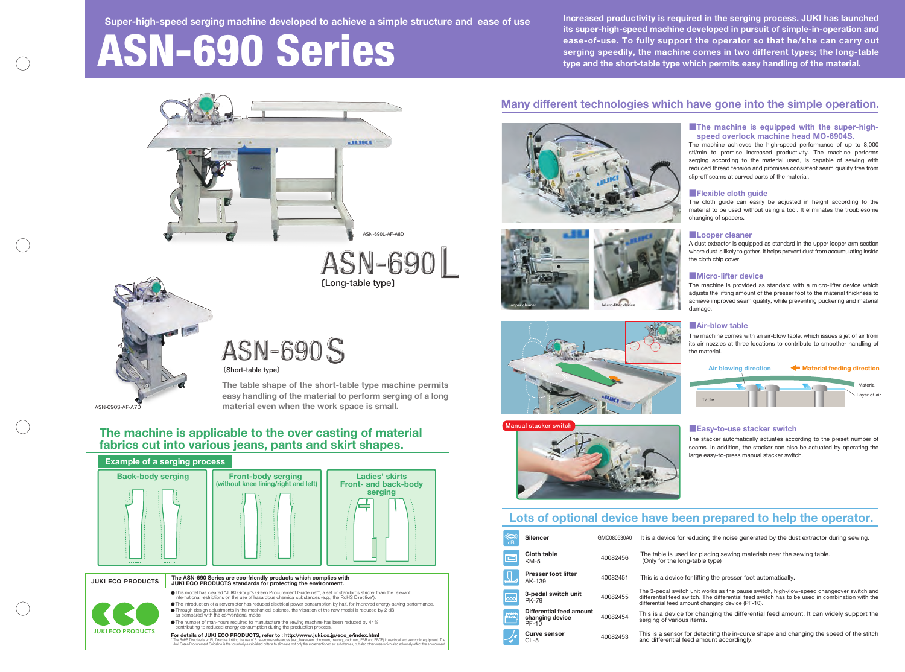Super-high-speed serging machine developed to achieve a simple structure and ease of use

# ASN-690 Series

**Increased productivity is required in the serging process. JUKI has launched its super-high-speed machine developed in pursuit of simple-in-operation and ease-of-use. To fully support the operator so that he/she can carry out serging speedily, the machine comes in two different types; the long-table type and the short-table type which permits easy handling of the material.**

ASN-690L-AF-A8D

## ASN-690 L

〔Long-table type〕

ASN-690S-AF-A7D

## ASN-690 S

〔Short-table type〕

**The table shape of the short-table type machine permits easy handling of the material to perform serging of a long material even when the work space is small.**

## The machine is applicable to the over casting of material fabrics cut into various jeans, pants and skirt shapes.

### Example of a serging process

- Back-body serging
- Front-body serging (without knee lining/right and left)
- Ladies' skirts Front- and back-body serging

### JUKI ECO PRODUCTS

**The ASN-690 Series are eco-friendly products which complies with JUKI ECO PRODUCTS standards for protecting the environment.**

- This model has cleared "JUKI Group's Green Procurement Guideline*", a set of standards stricter than the relevant international restrictions on the use of hazardous chemical substances (e.g., the RoHS Directive*).
- The introduction of a servomotor has reduced electrical power consumption by half, for improved energy-saving performance.
- Through design adjustments in the mechanical balance, the vibration of the new model is reduced by 2 dB, as compared with the conventional model.
- The number of man-hours required to manufacture the sewing machine has been reduced by 44%, contributing to reduced energy consumption during the production process.

**For details of JUKI ECO PRODUCTS, refer to : http://www.juki.co.jp/eco_e/index.html**

* The RoHS Directive is an EU Directive limiting the use of 6 hazardous substances (lead, hexavalent chromium, mercury, cadmium, PBB and PBDE) in electrical and electronic equipment. The Juki Green Procurement Guideline is the voluntarily established criteria to eliminate not only the aforementioned six substances, but also other ones which also adversely affect the environment.

JUKI ECO PRODUCTS

## Many different technologies which have gone into the simple operation.

### The machine is equipped with the super-high-speed overlock machine head MO-6904S.

The machine achieves the high-speed performance of up to 8,000 sti/min to promise increased productivity. The machine performs serging according to the material used, is capable of sewing with reduced thread tension and promises consistent seam quality free from slip-off seams at curved parts of the material.

### Flexible cloth guide

The cloth guide can easily be adjusted in height according to the material to be used without using a tool. It eliminates the troublesome changing of spacers.

### Looper cleaner

A dust extractor is equipped as standard in the upper looper arm section where dust is likely to gather. It helps prevent dust from accumulating inside the cloth chip cover.

### Micro-lifter device

The machine is provided as standard with a micro-lifter device which adjusts the lifting amount of the presser foot to the material thickness to achieve improved seam quality, while preventing puckering and material damage.

Looper cleaner

Micro-lifter device

### Air-blow table

The machine comes with an air-blow table, which issues a jet of air from its air nozzles at three locations to contribute to smoother handling of the material.

Air blowing direction
Material feeding direction
Material
Layer of air
Table

### Easy-to-use stacker switch

The stacker automatically actuates according to the preset number of seams. In addition, the stacker can also be actuated by operating the large easy-to-press manual stacker switch.

Manual stacker switch

## Lots of optional device have been prepared to help the operator.

| | | |
|---|---|---|
| Silencer | GMC080530A0 | It is a device for reducing the noise generated by the dust extractor during sewing. |
| Cloth table KM-5 | 40082456 | The table is used for placing sewing materials near the sewing table. (Only for the long-table type) |
| Presser foot lifter AK-139 | 40082451 | This is a device for lifting the presser foot automatically. |
| 3-pedal switch unit PK-79 | 40082455 | The 3-pedal switch unit works as the pause switch, high-/low-speed changeover switch and differential feed switch. The differential feed switch has to be used in combination with the differential feed amount changing device (PF-10). |
| Differential feed amount changing device PF-10 | 40082454 | This is a device for changing the differential feed amount. It can widely support the serging of various items. |
| Curve sensor CL-5 | 40082453 | This is a sensor for detecting the in-curve shape and changing the speed of the stitch and differential feed amount accordingly. |